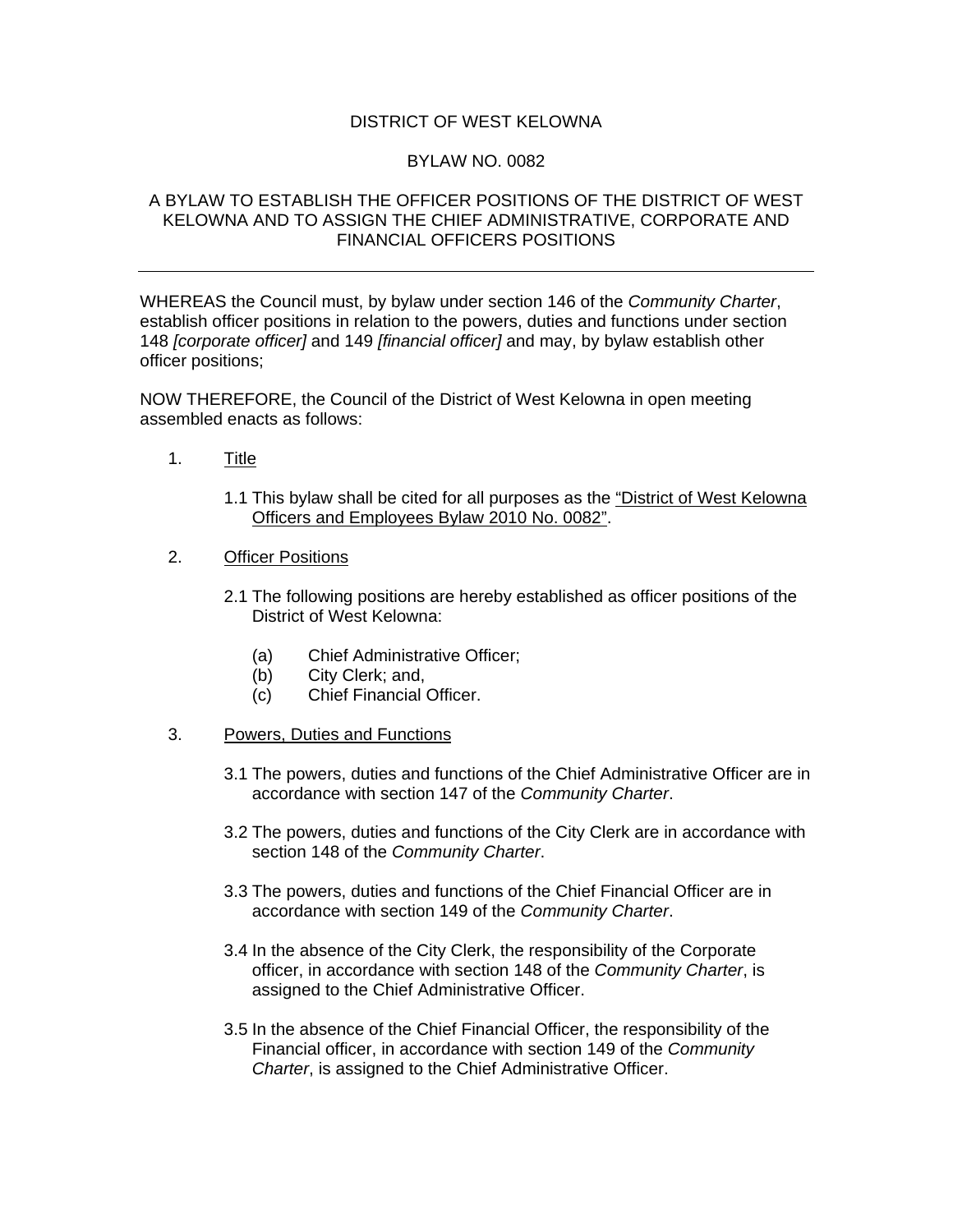DISTRICT OF WEST KELOWNA

BYLAW NO. 0082

A BYLAW TO ESTABLISH THE OFFICER POSITIONS OF THE DISTRICT OF WEST KELOWNA AND TO ASSIGN THE CHIEF ADMINISTRATIVE, CORPORATE AND FINANCIAL OFFICERS POSITIONS

---

WHEREAS the Council must, by bylaw under section 146 of the *Community Charter*, establish officer positions in relation to the powers, duties and functions under section 148 *[corporate officer]* and 149 *[financial officer]* and may, by bylaw establish other officer positions;

NOW THEREFORE, the Council of the District of West Kelowna in open meeting assembled enacts as follows:

1. Title

   1.1 This bylaw shall be cited for all purposes as the "District of West Kelowna Officers and Employees Bylaw 2010 No. 0082".

2. Officer Positions

   2.1 The following positions are hereby established as officer positions of the District of West Kelowna:

      (a) Chief Administrative Officer;
      (b) City Clerk; and,
      (c) Chief Financial Officer.

3. Powers, Duties and Functions

   3.1 The powers, duties and functions of the Chief Administrative Officer are in accordance with section 147 of the *Community Charter*.

   3.2 The powers, duties and functions of the City Clerk are in accordance with section 148 of the *Community Charter*.

   3.3 The powers, duties and functions of the Chief Financial Officer are in accordance with section 149 of the *Community Charter*.

   3.4 In the absence of the City Clerk, the responsibility of the Corporate officer, in accordance with section 148 of the *Community Charter*, is assigned to the Chief Administrative Officer.

   3.5 In the absence of the Chief Financial Officer, the responsibility of the Financial officer, in accordance with section 149 of the *Community Charter*, is assigned to the Chief Administrative Officer.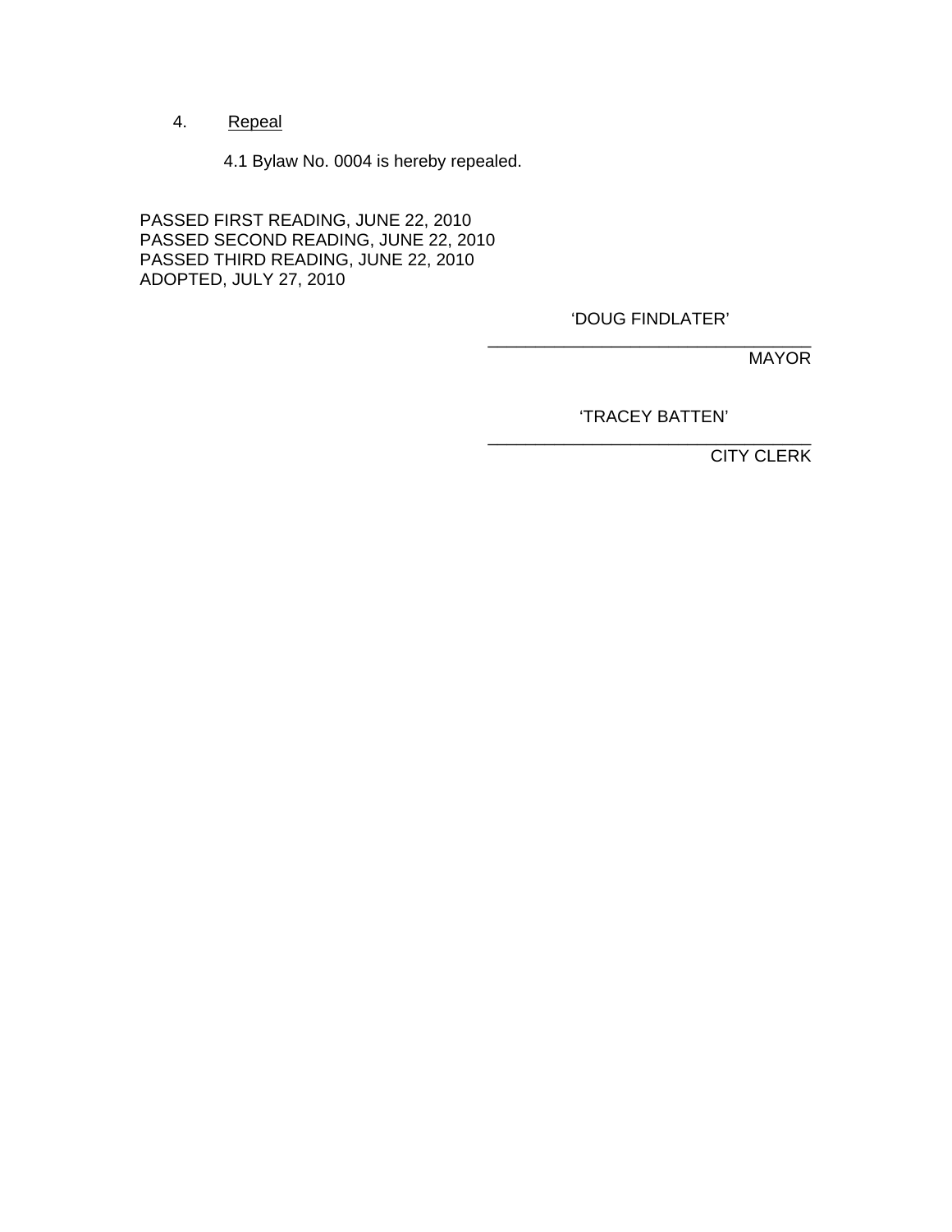4. <u>Repeal</u>

4.1 Bylaw No. 0004 is hereby repealed.

PASSED FIRST READING, JUNE 22, 2010
PASSED SECOND READING, JUNE 22, 2010
PASSED THIRD READING, JUNE 22, 2010
ADOPTED, JULY 27, 2010

‘DOUG FINDLATER’

MAYOR

‘TRACEY BATTEN’

CITY CLERK